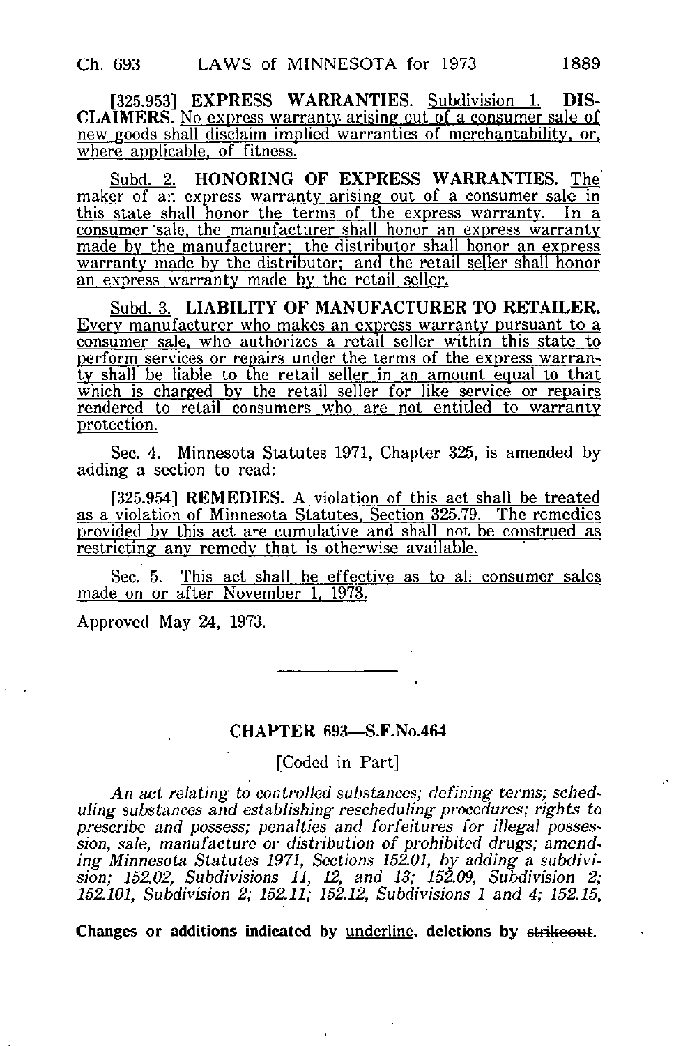[325.953] **EXPRESS WARRANTIES.** Subdivision 1. **DISCLAIMERS.** No express warranty arising out of a consumer sale of new goods shall disclaim implied warranties of merchantability, or, where applicable, of fitness.

Subd. 2. **HONORING OF EXPRESS WARRANTIES.** The maker of an express warranty arising out of a consumer sale in this state shall honor the terms of the express warranty. In a consumer sale, the manufacturer shall honor an express warranty made by the manufacturer; the distributor shall honor an express warranty made by the distributor; and the retail seller shall honor an express warranty made by the retail seller.

Subd. 3. **LIABILITY OF MANUFACTURER TO RETAILER.** Every manufacturer who makes an express warranty pursuant to a consumer sale, who authorizes a retail seller within this state to perform services or repairs under the terms of the express warranty shall be liable to the retail seller in an amount equal to that which is charged by the retail seller for like service or repairs rendered to retail consumers who are not entitled to warranty protection.

Sec. 4. Minnesota Statutes 1971, Chapter 325, is amended by adding a section to read:

[325.954] **REMEDIES.** A violation of this act shall be treated as a violation of Minnesota Statutes, Section 325.79. The remedies provided by this act are cumulative and shall not be construed as restricting any remedy that is otherwise available.

Sec. 5. This act shall be effective as to all consumer sales made on or after November 1, 1973.

Approved May 24, 1973.

---

## CHAPTER 693—S.F.No.464

[Coded in Part]

*An act relating to controlled substances; defining terms; scheduling substances and establishing rescheduling procedures; rights to prescribe and possess; penalties and forfeitures for illegal possession, sale, manufacture or distribution of prohibited drugs; amending Minnesota Statutes 1971, Sections 152.01, by adding a subdivision; 152.02, Subdivisions 11, 12, and 13; 152.09, Subdivision 2; 152.101, Subdivision 2; 152.11; 152.12, Subdivisions 1 and 4; 152.15,*

**Changes or additions indicated by underline, deletions by ~~strikeout~~.**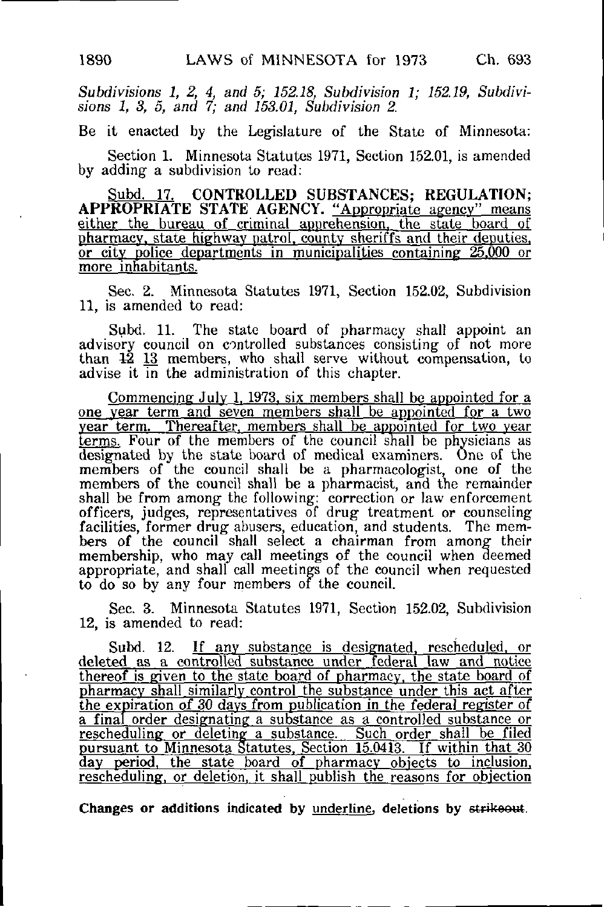Subdivisions 1, 2, 4, and 5; 152.18, Subdivision 1; 152.19, Subdivisions 1, 3, 5, and 7; and 153.01, Subdivision 2.

Be it enacted by the Legislature of the State of Minnesota:

Section 1. Minnesota Statutes 1971, Section 152.01, is amended by adding a subdivision to read:

<u>Subd. 17.</u> **<u>CONTROLLED SUBSTANCES; REGULATION; APPROPRIATE STATE AGENCY.</u>** <u>"Appropriate agency" means either the bureau of criminal apprehension, the state board of pharmacy, state highway patrol, county sheriffs and their deputies, or city police departments in municipalities containing 25,000 or more inhabitants.</u>

Sec. 2. Minnesota Statutes 1971, Section 152.02, Subdivision 11, is amended to read:

Subd. 11. The state board of pharmacy shall appoint an advisory council on controlled substances consisting of not more than ~~12~~ <u>13</u> members, who shall serve without compensation, to advise it in the administration of this chapter.

<u>Commencing July 1, 1973, six members shall be appointed for a one year term and seven members shall be appointed for a two year term. Thereafter, members shall be appointed for two year terms.</u> Four of the members of the council shall be physicians as designated by the state board of medical examiners. One of the members of the council shall be a pharmacologist, one of the members of the council shall be a pharmacist, and the remainder shall be from among the following: correction or law enforcement officers, judges, representatives of drug treatment or counseling facilities, former drug abusers, education, and students. The members of the council shall select a chairman from among their membership, who may call meetings of the council when deemed appropriate, and shall call meetings of the council when requested to do so by any four members of the council.

Sec. 3. Minnesota Statutes 1971, Section 152.02, Subdivision 12, is amended to read:

Subd. 12. <u>If any substance is designated, rescheduled, or deleted as a controlled substance under federal law and notice thereof is given to the state board of pharmacy, the state board of pharmacy shall similarly control the substance under this act after the expiration of 30 days from publication in the federal register of a final order designating a substance as a controlled substance or rescheduling or deleting a substance. Such order shall be filed pursuant to Minnesota Statutes, Section 15.0413. If within that 30 day period, the state board of pharmacy objects to inclusion, rescheduling, or deletion, it shall publish the reasons for objection</u>

Changes or additions indicated by <u>underline</u>, deletions by ~~strikeout~~.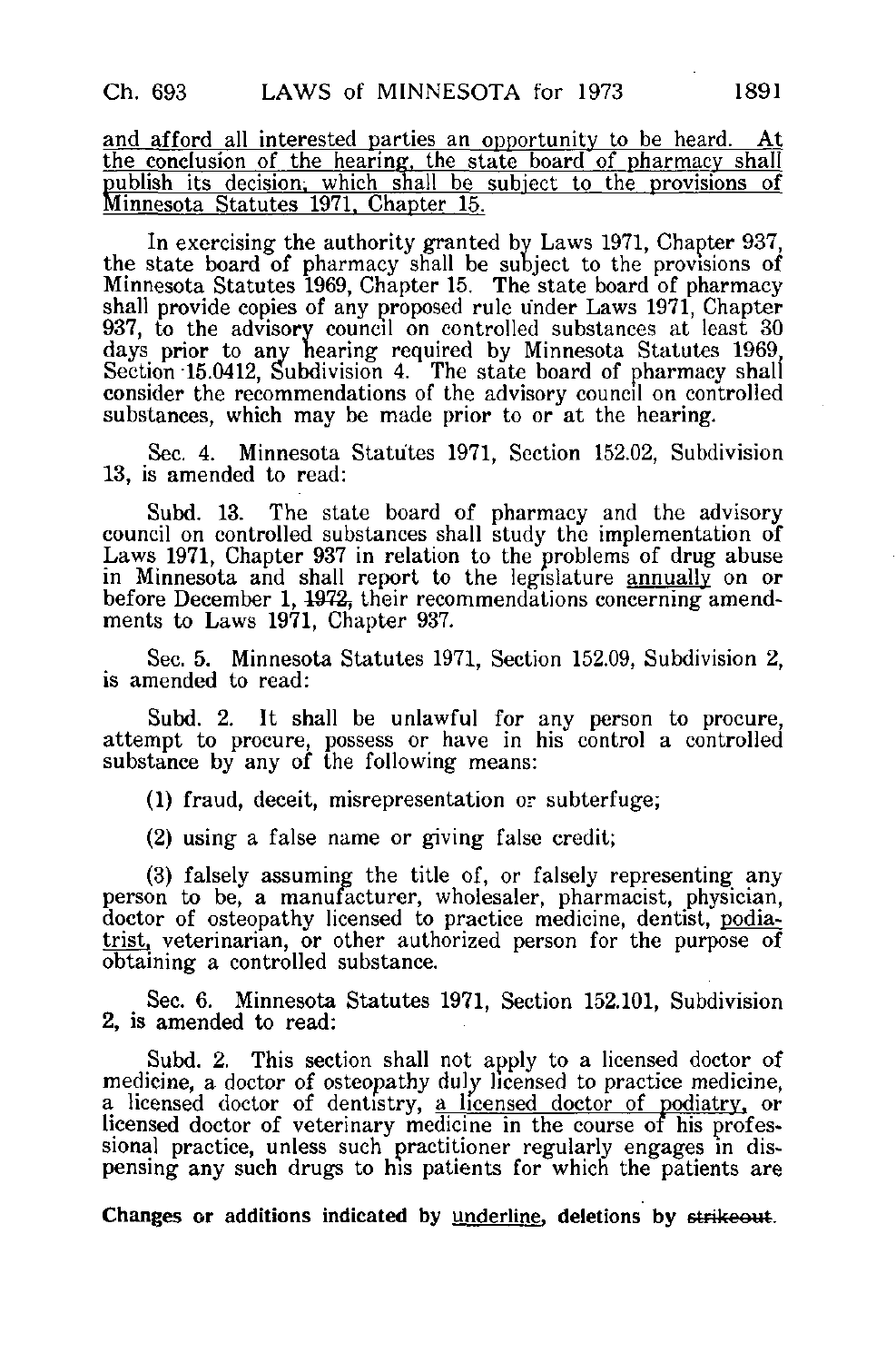<u>and afford all interested parties an opportunity to be heard. At the conclusion of the hearing, the state board of pharmacy shall publish its decision, which shall be subject to the provisions of Minnesota Statutes 1971, Chapter 15.</u>

In exercising the authority granted by Laws 1971, Chapter 937, the state board of pharmacy shall be subject to the provisions of Minnesota Statutes 1969, Chapter 15. The state board of pharmacy shall provide copies of any proposed rule under Laws 1971, Chapter 937, to the advisory council on controlled substances at least 30 days prior to any hearing required by Minnesota Statutes 1969, Section 15.0412, Subdivision 4. The state board of pharmacy shall consider the recommendations of the advisory council on controlled substances, which may be made prior to or at the hearing.

Sec. 4. Minnesota Statutes 1971, Section 152.02, Subdivision 13, is amended to read:

Subd. 13. The state board of pharmacy and the advisory council on controlled substances shall study the implementation of Laws 1971, Chapter 937 in relation to the problems of drug abuse in Minnesota and shall report to the legislature <u>annually</u> on or before December 1, ~~1972,~~ their recommendations concerning amendments to Laws 1971, Chapter 937.

Sec. 5. Minnesota Statutes 1971, Section 152.09, Subdivision 2, is amended to read:

Subd. 2. It shall be unlawful for any person to procure, attempt to procure, possess or have in his control a controlled substance by any of the following means:

(1) fraud, deceit, misrepresentation or subterfuge;

(2) using a false name or giving false credit;

(3) falsely assuming the title of, or falsely representing any person to be, a manufacturer, wholesaler, pharmacist, physician, doctor of osteopathy licensed to practice medicine, dentist, <u>podiatrist,</u> veterinarian, or other authorized person for the purpose of obtaining a controlled substance.

Sec. 6. Minnesota Statutes 1971, Section 152.101, Subdivision 2, is amended to read:

Subd. 2. This section shall not apply to a licensed doctor of medicine, a doctor of osteopathy duly licensed to practice medicine, a licensed doctor of dentistry, <u>a licensed doctor of podiatry,</u> or licensed doctor of veterinary medicine in the course of his professional practice, unless such practitioner regularly engages in dispensing any such drugs to his patients for which the patients are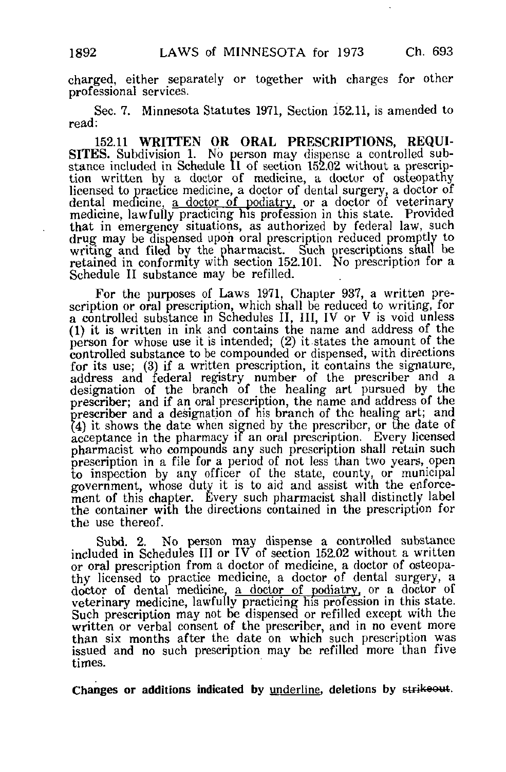charged, either separately or together with charges for other professional services.

Sec. 7. Minnesota Statutes 1971, Section 152.11, is amended to read:

152.11 **WRITTEN OR ORAL PRESCRIPTIONS, REQUISITES.** Subdivision 1. No person may dispense a controlled substance included in Schedule II of section 152.02 without a prescription written by a doctor of medicine, a doctor of osteopathy licensed to practice medicine, a doctor of dental surgery, a doctor of dental medicine, <u>a doctor of podiatry</u>, or a doctor of veterinary medicine, lawfully practicing his profession in this state. Provided that in emergency situations, as authorized by federal law, such drug may be dispensed upon oral prescription reduced promptly to writing and filed by the pharmacist. Such prescriptions shall be retained in conformity with section 152.101. No prescription for a Schedule II substance may be refilled.

For the purposes of Laws 1971, Chapter 937, a written prescription or oral prescription, which shall be reduced to writing, for a controlled substance in Schedules II, III, IV or V is void unless (1) it is written in ink and contains the name and address of the person for whose use it is intended; (2) it states the amount of the controlled substance to be compounded or dispensed, with directions for its use; (3) if a written prescription, it contains the signature, address and federal registry number of the prescriber and a designation of the branch of the healing art pursued by the prescriber; and if an oral prescription, the name and address of the prescriber and a designation of his branch of the healing art; and (4) it shows the date when signed by the prescriber, or the date of acceptance in the pharmacy if an oral prescription. Every licensed pharmacist who compounds any such prescription shall retain such prescription in a file for a period of not less than two years, open to inspection by any officer of the state, county, or municipal government, whose duty it is to aid and assist with the enforcement of this chapter. Every such pharmacist shall distinctly label the container with the directions contained in the prescription for the use thereof.

Subd. 2. No person may dispense a controlled substance included in Schedules III or IV of section 152.02 without a written or oral prescription from a doctor of medicine, a doctor of osteopathy licensed to practice medicine, a doctor of dental surgery, a doctor of dental medicine, <u>a doctor of podiatry</u>, or a doctor of veterinary medicine, lawfully practicing his profession in this state. Such prescription may not be dispensed or refilled except with the written or verbal consent of the prescriber, and in no event more than six months after the date on which such prescription was issued and no such prescription may be refilled more than five times.

**Changes or additions indicated by <u>underline</u>, deletions by ~~strikeout~~.**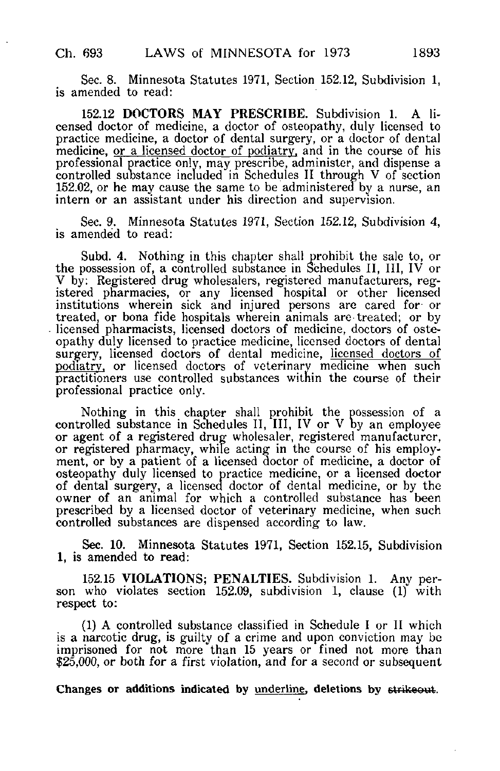Sec. 8. Minnesota Statutes 1971, Section 152.12, Subdivision 1, is amended to read:

152.12 **DOCTORS MAY PRESCRIBE.** Subdivision 1. A licensed doctor of medicine, a doctor of osteopathy, duly licensed to practice medicine, a doctor of dental surgery, or a doctor of dental medicine, <u>or a licensed doctor of podiatry,</u> and in the course of his professional practice only, may prescribe, administer, and dispense a controlled substance included in Schedules II through V of section 152.02, or he may cause the same to be administered by a nurse, an intern or an assistant under his direction and supervision.

Sec. 9. Minnesota Statutes 1971, Section 152.12, Subdivision 4, is amended to read:

Subd. 4. Nothing in this chapter shall prohibit the sale to, or the possession of, a controlled substance in Schedules II, III, IV or V by: Registered drug wholesalers, registered manufacturers, registered pharmacies, or any licensed hospital or other licensed institutions wherein sick and injured persons are cared for or treated, or bona fide hospitals wherein animals are treated; or by licensed pharmacists, licensed doctors of medicine, doctors of osteopathy duly licensed to practice medicine, licensed doctors of dental surgery, licensed doctors of dental medicine, <u>licensed doctors of podiatry,</u> or licensed doctors of veterinary medicine when such practitioners use controlled substances within the course of their professional practice only.

Nothing in this chapter shall prohibit the possession of a controlled substance in Schedules II, III, IV or V by an employee or agent of a registered drug wholesaler, registered manufacturer, or registered pharmacy, while acting in the course of his employment, or by a patient of a licensed doctor of medicine, a doctor of osteopathy duly licensed to practice medicine, or a licensed doctor of dental surgery, a licensed doctor of dental medicine, or by the owner of an animal for which a controlled substance has been prescribed by a licensed doctor of veterinary medicine, when such controlled substances are dispensed according to law.

Sec. 10. Minnesota Statutes 1971, Section 152.15, Subdivision 1, is amended to read:

152.15 **VIOLATIONS; PENALTIES.** Subdivision 1. Any person who violates section 152.09, subdivision 1, clause (1) with respect to:

(1) A controlled substance classified in Schedule I or II which is a narcotic drug, is guilty of a crime and upon conviction may be imprisoned for not more than 15 years or fined not more than $25,000, or both for a first violation, and for a second or subsequent

**Changes or additions indicated by <u>underline</u>, deletions by ~~strikeout~~.**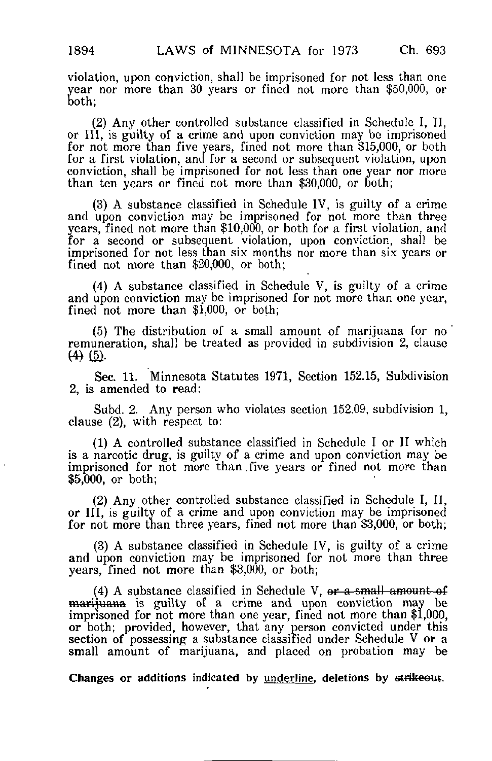violation, upon conviction, shall be imprisoned for not less than one year nor more than 30 years or fined not more than $50,000, or both;

(2) Any other controlled substance classified in Schedule I, II, or III, is guilty of a crime and upon conviction may be imprisoned for not more than five years, fined not more than $15,000, or both for a first violation, and for a second or subsequent violation, upon conviction, shall be imprisoned for not less than one year nor more than ten years or fined not more than $30,000, or both;

(3) A substance classified in Schedule IV, is guilty of a crime and upon conviction may be imprisoned for not more than three years, fined not more than $10,000, or both for a first violation, and for a second or subsequent violation, upon conviction, shall be imprisoned for not less than six months nor more than six years or fined not more than $20,000, or both;

(4) A substance classified in Schedule V, is guilty of a crime and upon conviction may be imprisoned for not more than one year, fined not more than $1,000, or both;

(5) The distribution of a small amount of marijuana for no remuneration, shall be treated as provided in subdivision 2, clause ~~(4)~~ <u>(5)</u>.

Sec. 11. Minnesota Statutes 1971, Section 152.15, Subdivision 2, is amended to read:

Subd. 2. Any person who violates section 152.09, subdivision 1, clause (2), with respect to:

(1) A controlled substance classified in Schedule I or II which is a narcotic drug, is guilty of a crime and upon conviction may be imprisoned for not more than five years or fined not more than $5,000, or both;

(2) Any other controlled substance classified in Schedule I, II, or III, is guilty of a crime and upon conviction may be imprisoned for not more than three years, fined not more than $3,000, or both;

(3) A substance classified in Schedule IV, is guilty of a crime and upon conviction may be imprisoned for not more than three years, fined not more than $3,000, or both;

(4) A substance classified in Schedule V, ~~or a small amount of marijuana~~ is guilty of a crime and upon conviction may be imprisoned for not more than one year, fined not more than $1,000, or both; provided, however, that any person convicted under this section of possessing a substance classified under Schedule V or a small amount of marijuana, and placed on probation may be

Changes or additions indicated by <u>underline</u>, deletions by ~~strikeout~~.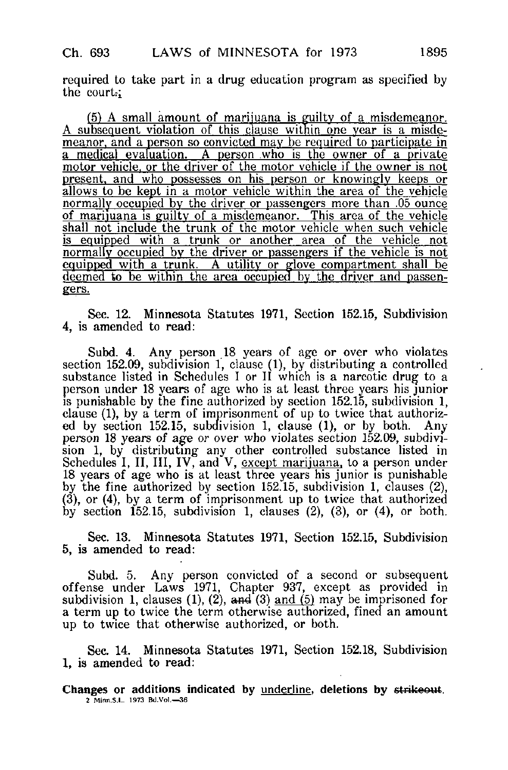required to take part in a drug education program as specified by the court~~.~~<u>;</u>

<u>(5) A small amount of marijuana is guilty of a misdemeanor. A subsequent violation of this clause within one year is a misdemeanor, and a person so convicted may be required to participate in a medical evaluation. A person who is the owner of a private motor vehicle, or the driver of the motor vehicle if the owner is not present, and who possesses on his person or knowingly keeps or allows to be kept in a motor vehicle within the area of the vehicle normally occupied by the driver or passengers more than .05 ounce of marijuana is guilty of a misdemeanor. This area of the vehicle shall not include the trunk of the motor vehicle when such vehicle is equipped with a trunk or another area of the vehicle not normally occupied by the driver or passengers if the vehicle is not equipped with a trunk. A utility or glove compartment shall be deemed to be within the area occupied by the driver and passengers.</u>

Sec. 12. Minnesota Statutes 1971, Section 152.15, Subdivision 4, is amended to read:

Subd. 4. Any person 18 years of age or over who violates section 152.09, subdivision 1, clause (1), by distributing a controlled substance listed in Schedules I or II which is a narcotic drug to a person under 18 years of age who is at least three years his junior is punishable by the fine authorized by section 152.15, subdivision 1, clause (1), by a term of imprisonment of up to twice that authorized by section 152.15, subdivision 1, clause (1), or by both. Any person 18 years of age or over who violates section 152.09, subdivision 1, by distributing any other controlled substance listed in Schedules I, II, III, IV, and V, <u>except marijuana,</u> to a person under 18 years of age who is at least three years his junior is punishable by the fine authorized by section 152.15, subdivision 1, clauses (2), (3), or (4), by a term of imprisonment up to twice that authorized by section 152.15, subdivision 1, clauses (2), (3), or (4), or both.

Sec. 13. Minnesota Statutes 1971, Section 152.15, Subdivision 5, is amended to read:

Subd. 5. Any person convicted of a second or subsequent offense under Laws 1971, Chapter 937, except as provided in subdivision 1, clauses (1), (2), ~~and~~ (3) <u>and (5)</u> may be imprisoned for a term up to twice the term otherwise authorized, fined an amount up to twice that otherwise authorized, or both.

Sec. 14. Minnesota Statutes 1971, Section 152.18, Subdivision 1, is amended to read: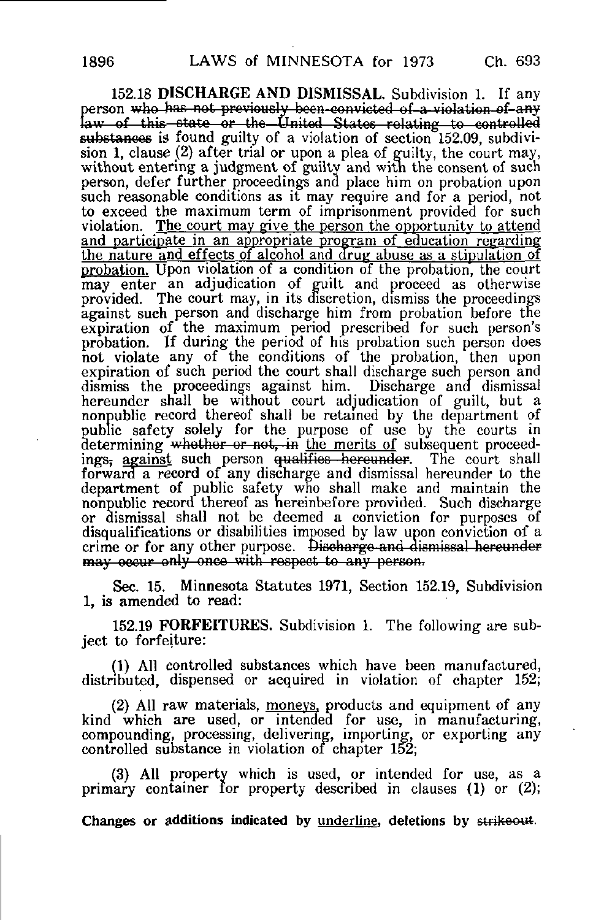152.18 **DISCHARGE AND DISMISSAL.** Subdivision 1. If any person ~~who has not previously been convicted of a violation of any law of this state or the United States relating to controlled substances~~ is found guilty of a violation of section 152.09, subdivision 1, clause (2) after trial or upon a plea of guilty, the court may, without entering a judgment of guilty and with the consent of such person, defer further proceedings and place him on probation upon such reasonable conditions as it may require and for a period, not to exceed the maximum term of imprisonment provided for such violation. <u>The court may give the person the opportunity to attend and participate in an appropriate program of education regarding the nature and effects of alcohol and drug abuse as a stipulation of probation.</u> Upon violation of a condition of the probation, the court may enter an adjudication of guilt and proceed as otherwise provided. The court may, in its discretion, dismiss the proceedings against such person and discharge him from probation before the expiration of the maximum period prescribed for such person's probation. If during the period of his probation such person does not violate any of the conditions of the probation, then upon expiration of such period the court shall discharge such person and dismiss the proceedings against him. Discharge and dismissal hereunder shall be without court adjudication of guilt, but a nonpublic record thereof shall be retained by the department of public safety solely for the purpose of use by the courts in determining ~~whether or not, in~~ <u>the merits of</u> subsequent proceedings~~,~~ <u>against</u> such person ~~qualifies hereunder~~. The court shall forward a record of any discharge and dismissal hereunder to the department of public safety who shall make and maintain the nonpublic record thereof as hereinbefore provided. Such discharge or dismissal shall not be deemed a conviction for purposes of disqualifications or disabilities imposed by law upon conviction of a crime or for any other purpose. ~~Discharge and dismissal hereunder may occur only once with respect to any person.~~

Sec. 15. Minnesota Statutes 1971, Section 152.19, Subdivision 1, is amended to read:

152.19 **FORFEITURES.** Subdivision 1. The following are subject to forfeiture:

(1) All controlled substances which have been manufactured, distributed, dispensed or acquired in violation of chapter 152;

(2) All raw materials, <u>moneys,</u> products and equipment of any kind which are used, or intended for use, in manufacturing, compounding, processing, delivering, importing, or exporting any controlled substance in violation of chapter 152;

(3) All property which is used, or intended for use, as a primary container for property described in clauses (1) or (2);

**Changes or additions indicated by <u>underline</u>, deletions by ~~strikeout~~.**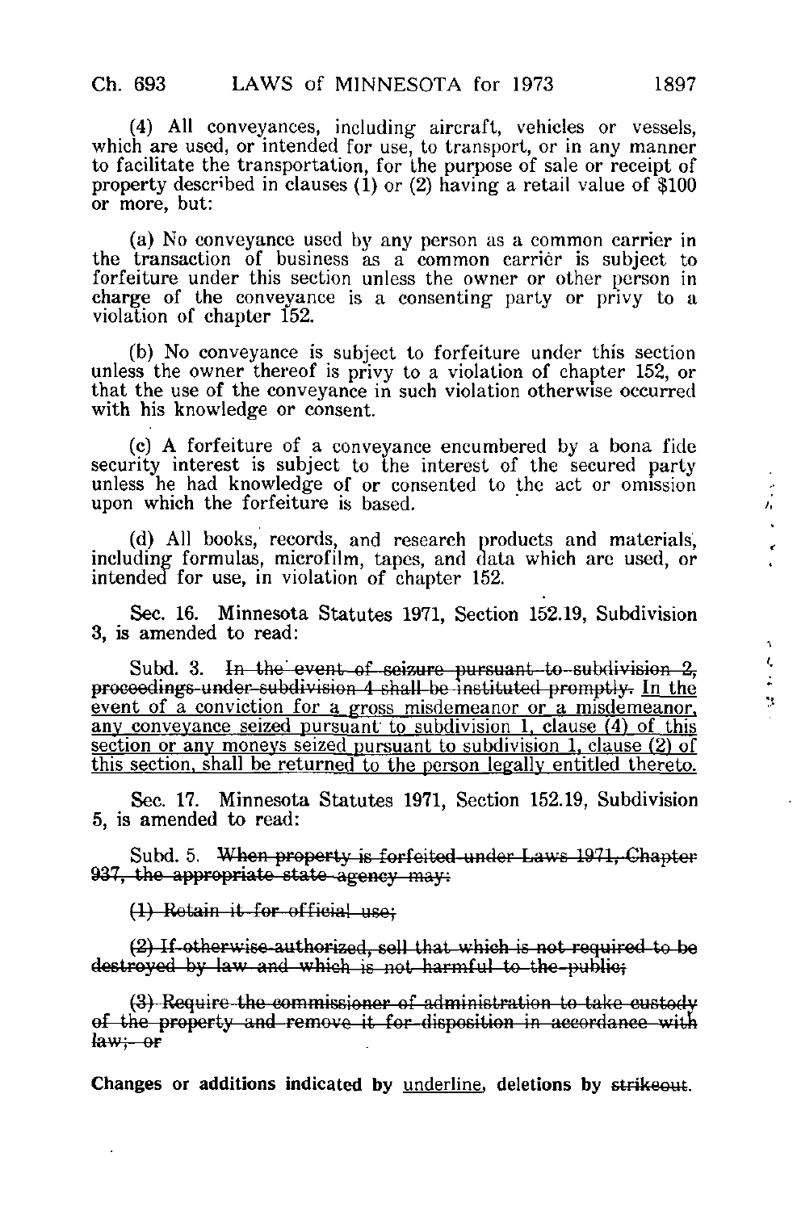(4) All conveyances, including aircraft, vehicles or vessels, which are used, or intended for use, to transport, or in any manner to facilitate the transportation, for the purpose of sale or receipt of property described in clauses (1) or (2) having a retail value of $100 or more, but:

(a) No conveyance used by any person as a common carrier in the transaction of business as a common carrier is subject to forfeiture under this section unless the owner or other person in charge of the conveyance is a consenting party or privy to a violation of chapter 152.

(b) No conveyance is subject to forfeiture under this section unless the owner thereof is privy to a violation of chapter 152, or that the use of the conveyance in such violation otherwise occurred with his knowledge or consent.

(c) A forfeiture of a conveyance encumbered by a bona fide security interest is subject to the interest of the secured party unless he had knowledge of or consented to the act or omission upon which the forfeiture is based.

(d) All books, records, and research products and materials, including formulas, microfilm, tapes, and data which are used, or intended for use, in violation of chapter 152.

Sec. 16. Minnesota Statutes 1971, Section 152.19, Subdivision 3, is amended to read:

Subd. 3. ~~In the event of seizure pursuant to subdivision 2, proceedings under subdivision 4 shall be instituted promptly.~~ <u>In the event of a conviction for a gross misdemeanor or a misdemeanor, any conveyance seized pursuant to subdivision 1, clause (4) of this section or any moneys seized pursuant to subdivision 1, clause (2) of this section, shall be returned to the person legally entitled thereto.</u>

Sec. 17. Minnesota Statutes 1971, Section 152.19, Subdivision 5, is amended to read:

Subd. 5. ~~When property is forfeited under Laws 1971, Chapter 937, the appropriate state agency may:~~

~~(1) Retain it for official use;~~

~~(2) If otherwise authorized, sell that which is not required to be destroyed by law and which is not harmful to the public;~~

~~(3) Require the commissioner of administration to take custody of the property and remove it for disposition in accordance with law; or~~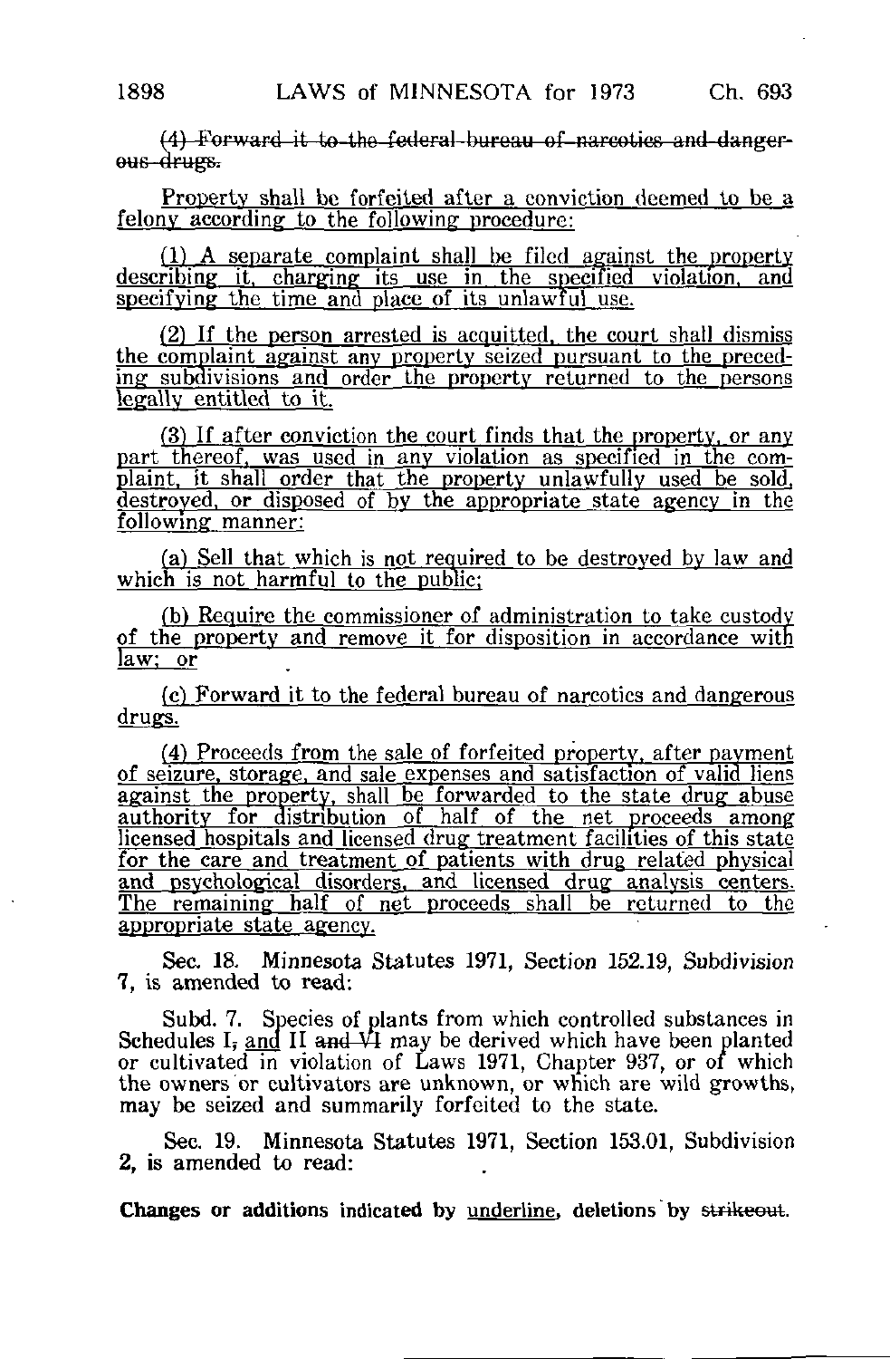~~(4) Forward it to the federal bureau of narcotics and dangerous drugs.~~

<u>Property shall be forfeited after a conviction deemed to be a felony according to the following procedure:</u>

<u>(1) A separate complaint shall be filed against the property describing it, charging its use in the specified violation, and specifying the time and place of its unlawful use.</u>

<u>(2) If the person arrested is acquitted, the court shall dismiss the complaint against any property seized pursuant to the preceding subdivisions and order the property returned to the persons legally entitled to it.</u>

<u>(3) If after conviction the court finds that the property, or any part thereof, was used in any violation as specified in the complaint, it shall order that the property unlawfully used be sold, destroyed, or disposed of by the appropriate state agency in the following manner:</u>

<u>(a) Sell that which is not required to be destroyed by law and which is not harmful to the public;</u>

<u>(b) Require the commissioner of administration to take custody of the property and remove it for disposition in accordance with law; or</u>

<u>(c) Forward it to the federal bureau of narcotics and dangerous drugs.</u>

<u>(4) Proceeds from the sale of forfeited property, after payment of seizure, storage, and sale expenses and satisfaction of valid liens against the property, shall be forwarded to the state drug abuse authority for distribution of half of the net proceeds among licensed hospitals and licensed drug treatment facilities of this state for the care and treatment of patients with drug related physical and psychological disorders, and licensed drug analysis centers. The remaining half of net proceeds shall be returned to the appropriate state agency.</u>

Sec. 18. Minnesota Statutes 1971, Section 152.19, Subdivision 7, is amended to read:

Subd. 7. Species of plants from which controlled substances in Schedules I~~,~~ <u>and</u> II ~~and VI~~ may be derived which have been planted or cultivated in violation of Laws 1971, Chapter 937, or of which the owners or cultivators are unknown, or which are wild growths, may be seized and summarily forfeited to the state.

Sec. 19. Minnesota Statutes 1971, Section 153.01, Subdivision 2, is amended to read: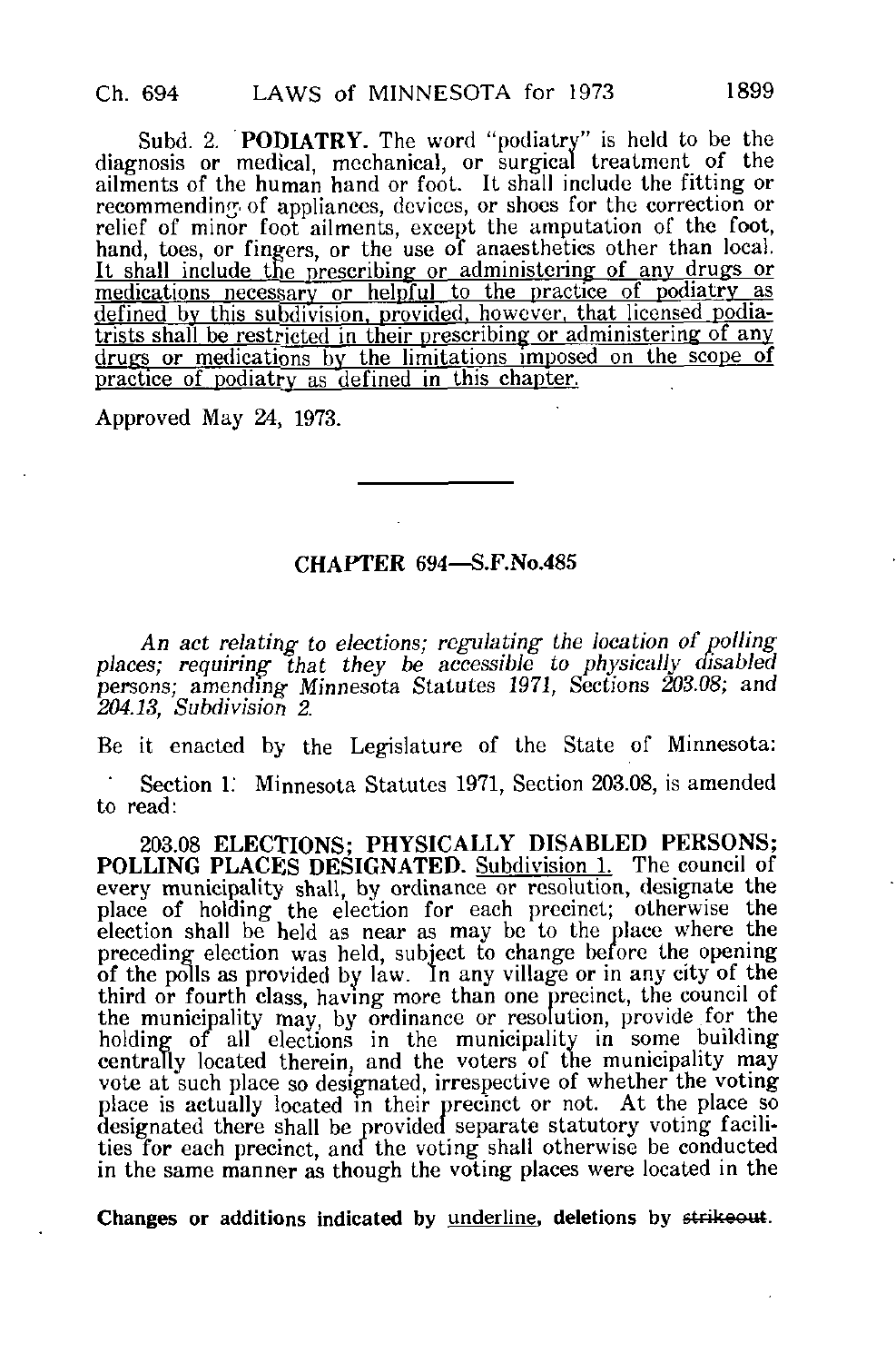Subd. 2. **PODIATRY.** The word "podiatry" is held to be the diagnosis or medical, mechanical, or surgical treatment of the ailments of the human hand or foot. It shall include the fitting or recommending of appliances, devices, or shoes for the correction or relief of minor foot ailments, except the amputation of the foot, hand, toes, or fingers, or the use of anaesthetics other than local. <u>It shall include the prescribing or administering of any drugs or medications necessary or helpful to the practice of podiatry as defined by this subdivision, provided, however, that licensed podiatrists shall be restricted in their prescribing or administering of any drugs or medications by the limitations imposed on the scope of practice of podiatry as defined in this chapter.</u>

Approved May 24, 1973.

---

## CHAPTER 694—S.F.No.485

*An act relating to elections; regulating the location of polling places; requiring that they be accessible to physically disabled persons; amending Minnesota Statutes 1971, Sections 203.08; and 204.13, Subdivision 2.*

Be it enacted by the Legislature of the State of Minnesota:

Section 1. Minnesota Statutes 1971, Section 203.08, is amended to read:

203.08 **ELECTIONS; PHYSICALLY DISABLED PERSONS; POLLING PLACES DESIGNATED.** <u>Subdivision 1.</u> The council of every municipality shall, by ordinance or resolution, designate the place of holding the election for each precinct; otherwise the election shall be held as near as may be to the place where the preceding election was held, subject to change before the opening of the polls as provided by law. In any village or in any city of the third or fourth class, having more than one precinct, the council of the municipality may, by ordinance or resolution, provide for the holding of all elections in the municipality in some building centrally located therein, and the voters of the municipality may vote at such place so designated, irrespective of whether the voting place is actually located in their precinct or not. At the place so designated there shall be provided separate statutory voting facilities for each precinct, and the voting shall otherwise be conducted in the same manner as though the voting places were located in the

**Changes or additions indicated by <u>underline</u>, deletions by ~~strikeout~~.**